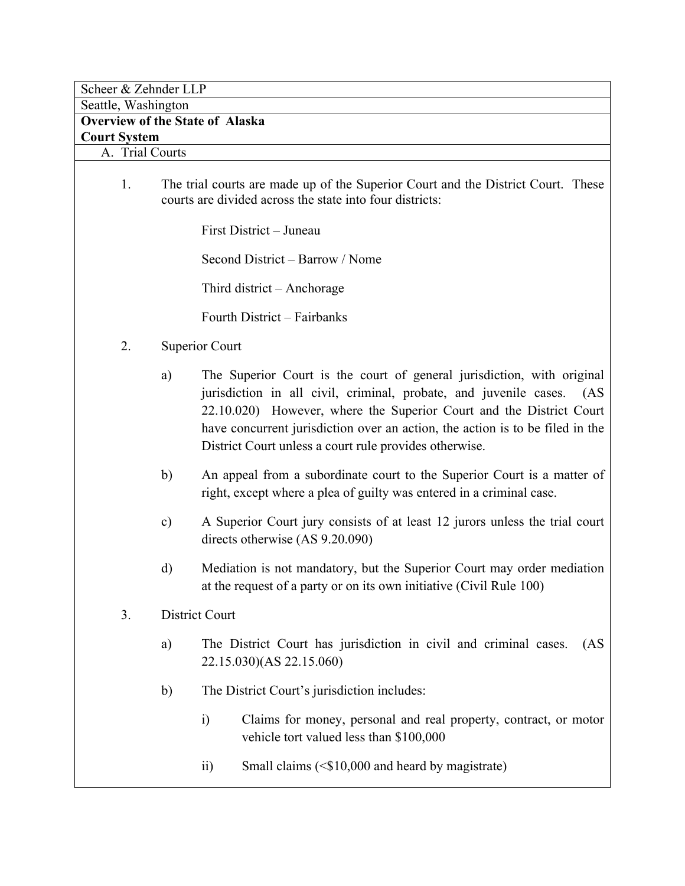Scheer & Zehnder LLP

Seattle, Washington

**Overview of the State of Alaska**
**Court System**

A. Trial Courts

1. The trial courts are made up of the Superior Court and the District Court. These courts are divided across the state into four districts:

   First District – Juneau

   Second District – Barrow / Nome

   Third district – Anchorage

   Fourth District – Fairbanks

2. Superior Court

   a) The Superior Court is the court of general jurisdiction, with original jurisdiction in all civil, criminal, probate, and juvenile cases. (AS 22.10.020) However, where the Superior Court and the District Court have concurrent jurisdiction over an action, the action is to be filed in the District Court unless a court rule provides otherwise.

   b) An appeal from a subordinate court to the Superior Court is a matter of right, except where a plea of guilty was entered in a criminal case.

   c) A Superior Court jury consists of at least 12 jurors unless the trial court directs otherwise (AS 9.20.090)

   d) Mediation is not mandatory, but the Superior Court may order mediation at the request of a party or on its own initiative (Civil Rule 100)

3. District Court

   a) The District Court has jurisdiction in civil and criminal cases. (AS 22.15.030)(AS 22.15.060)

   b) The District Court's jurisdiction includes:

      i) Claims for money, personal and real property, contract, or motor vehicle tort valued less than $100,000

      ii) Small claims (<$10,000 and heard by magistrate)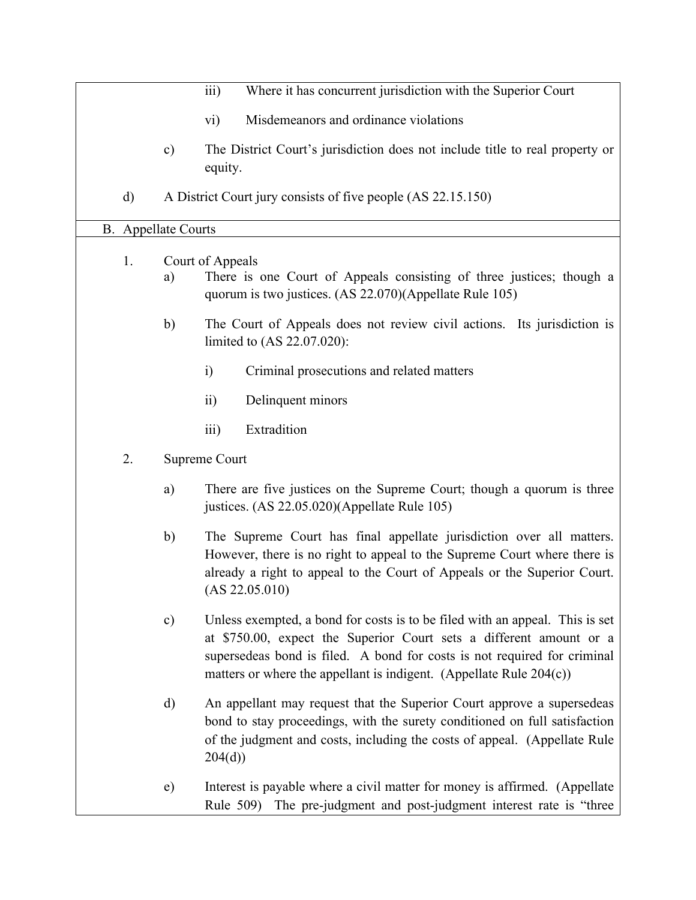iii) Where it has concurrent jurisdiction with the Superior Court

vi) Misdemeanors and ordinance violations

c) The District Court's jurisdiction does not include title to real property or equity.

d) A District Court jury consists of five people (AS 22.15.150)

B. Appellate Courts

1. Court of Appeals

a) There is one Court of Appeals consisting of three justices; though a quorum is two justices. (AS 22.070)(Appellate Rule 105)

b) The Court of Appeals does not review civil actions. Its jurisdiction is limited to (AS 22.07.020):

i) Criminal prosecutions and related matters

ii) Delinquent minors

iii) Extradition

2. Supreme Court

a) There are five justices on the Supreme Court; though a quorum is three justices. (AS 22.05.020)(Appellate Rule 105)

b) The Supreme Court has final appellate jurisdiction over all matters. However, there is no right to appeal to the Supreme Court where there is already a right to appeal to the Court of Appeals or the Superior Court. (AS 22.05.010)

c) Unless exempted, a bond for costs is to be filed with an appeal. This is set at $750.00, expect the Superior Court sets a different amount or a supersedeas bond is filed. A bond for costs is not required for criminal matters or where the appellant is indigent. (Appellate Rule 204(c))

d) An appellant may request that the Superior Court approve a supersedeas bond to stay proceedings, with the surety conditioned on full satisfaction of the judgment and costs, including the costs of appeal. (Appellate Rule 204(d))

e) Interest is payable where a civil matter for money is affirmed. (Appellate Rule 509) The pre-judgment and post-judgment interest rate is "three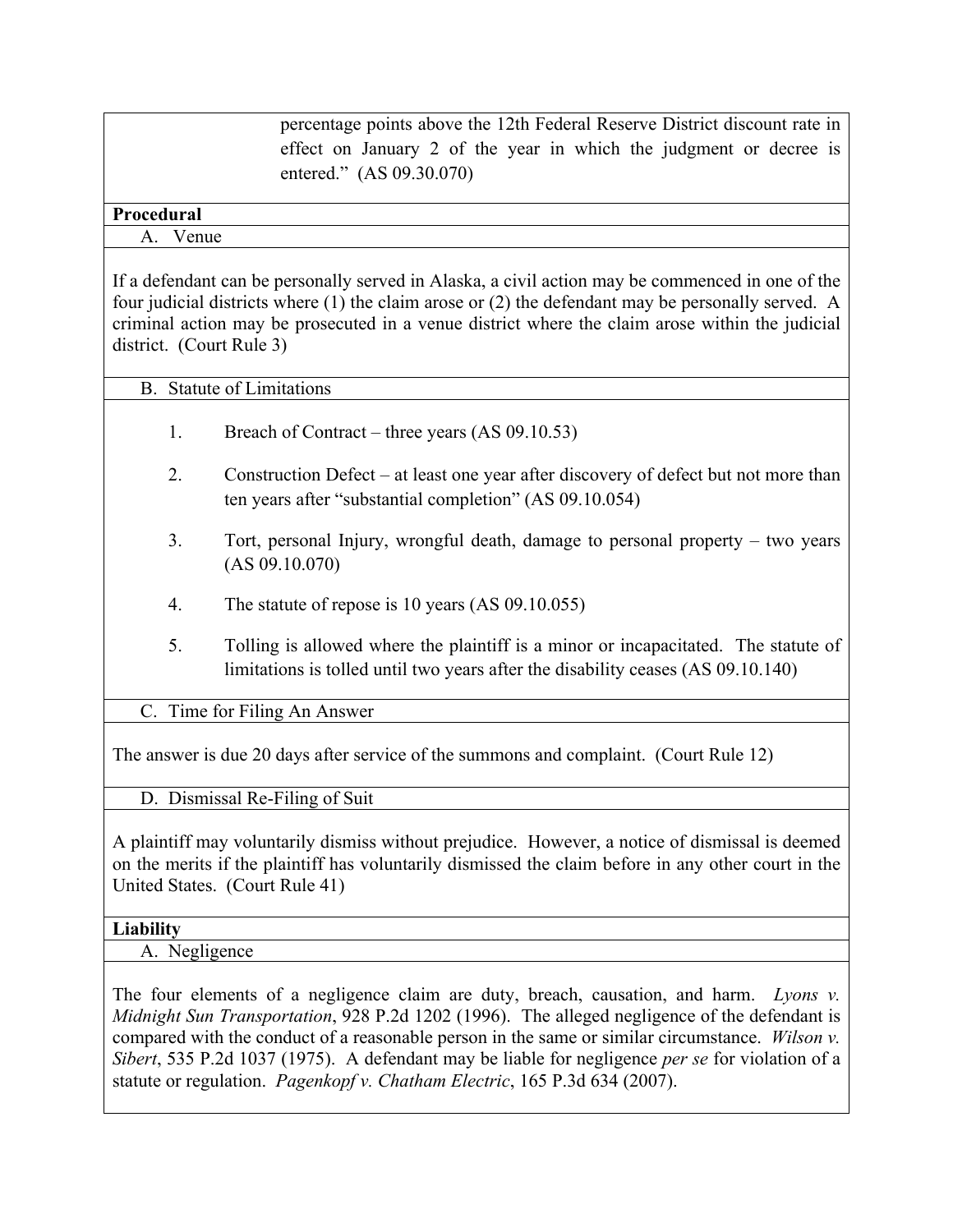percentage points above the 12th Federal Reserve District discount rate in effect on January 2 of the year in which the judgment or decree is entered." (AS 09.30.070)

**Procedural**

A. Venue

If a defendant can be personally served in Alaska, a civil action may be commenced in one of the four judicial districts where (1) the claim arose or (2) the defendant may be personally served. A criminal action may be prosecuted in a venue district where the claim arose within the judicial district. (Court Rule 3)

B. Statute of Limitations

1. Breach of Contract – three years (AS 09.10.53)

2. Construction Defect – at least one year after discovery of defect but not more than ten years after "substantial completion" (AS 09.10.054)

3. Tort, personal Injury, wrongful death, damage to personal property – two years (AS 09.10.070)

4. The statute of repose is 10 years (AS 09.10.055)

5. Tolling is allowed where the plaintiff is a minor or incapacitated. The statute of limitations is tolled until two years after the disability ceases (AS 09.10.140)

C. Time for Filing An Answer

The answer is due 20 days after service of the summons and complaint. (Court Rule 12)

D. Dismissal Re-Filing of Suit

A plaintiff may voluntarily dismiss without prejudice. However, a notice of dismissal is deemed on the merits if the plaintiff has voluntarily dismissed the claim before in any other court in the United States. (Court Rule 41)

**Liability**

A. Negligence

The four elements of a negligence claim are duty, breach, causation, and harm. *Lyons v. Midnight Sun Transportation*, 928 P.2d 1202 (1996). The alleged negligence of the defendant is compared with the conduct of a reasonable person in the same or similar circumstance. *Wilson v. Sibert*, 535 P.2d 1037 (1975). A defendant may be liable for negligence *per se* for violation of a statute or regulation. *Pagenkopf v. Chatham Electric*, 165 P.3d 634 (2007).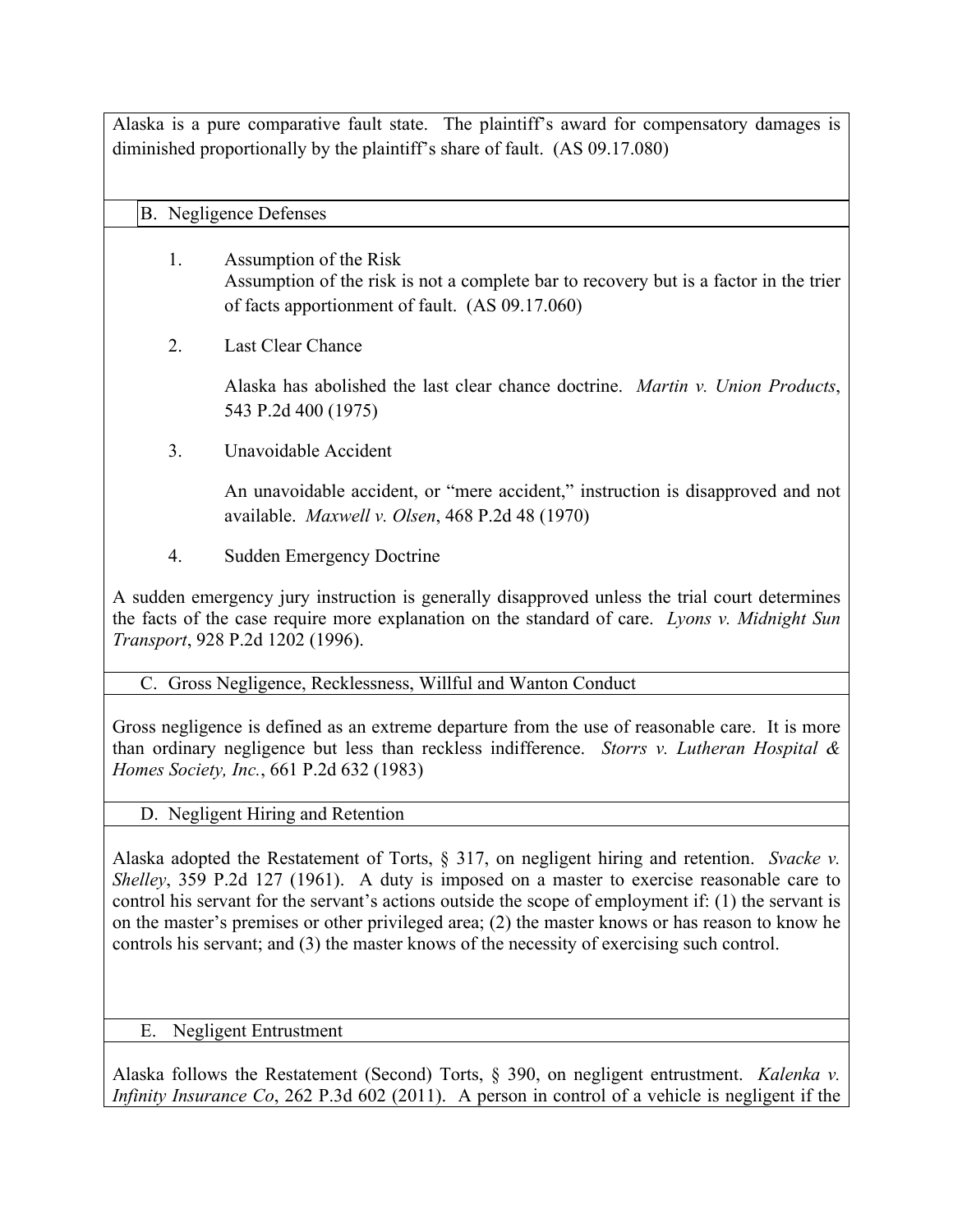Alaska is a pure comparative fault state. The plaintiff's award for compensatory damages is diminished proportionally by the plaintiff's share of fault. (AS 09.17.080)

### B. Negligence Defenses

1. Assumption of the Risk
   Assumption of the risk is not a complete bar to recovery but is a factor in the trier of facts apportionment of fault. (AS 09.17.060)

2. Last Clear Chance

   Alaska has abolished the last clear chance doctrine. *Martin v. Union Products*, 543 P.2d 400 (1975)

3. Unavoidable Accident

   An unavoidable accident, or "mere accident," instruction is disapproved and not available. *Maxwell v. Olsen*, 468 P.2d 48 (1970)

4. Sudden Emergency Doctrine

A sudden emergency jury instruction is generally disapproved unless the trial court determines the facts of the case require more explanation on the standard of care. *Lyons v. Midnight Sun Transport*, 928 P.2d 1202 (1996).

### C. Gross Negligence, Recklessness, Willful and Wanton Conduct

Gross negligence is defined as an extreme departure from the use of reasonable care. It is more than ordinary negligence but less than reckless indifference. *Storrs v. Lutheran Hospital & Homes Society, Inc.*, 661 P.2d 632 (1983)

### D. Negligent Hiring and Retention

Alaska adopted the Restatement of Torts, § 317, on negligent hiring and retention. *Svacke v. Shelley*, 359 P.2d 127 (1961). A duty is imposed on a master to exercise reasonable care to control his servant for the servant's actions outside the scope of employment if: (1) the servant is on the master's premises or other privileged area; (2) the master knows or has reason to know he controls his servant; and (3) the master knows of the necessity of exercising such control.

### E. Negligent Entrustment

Alaska follows the Restatement (Second) Torts, § 390, on negligent entrustment. *Kalenka v. Infinity Insurance Co*, 262 P.3d 602 (2011). A person in control of a vehicle is negligent if the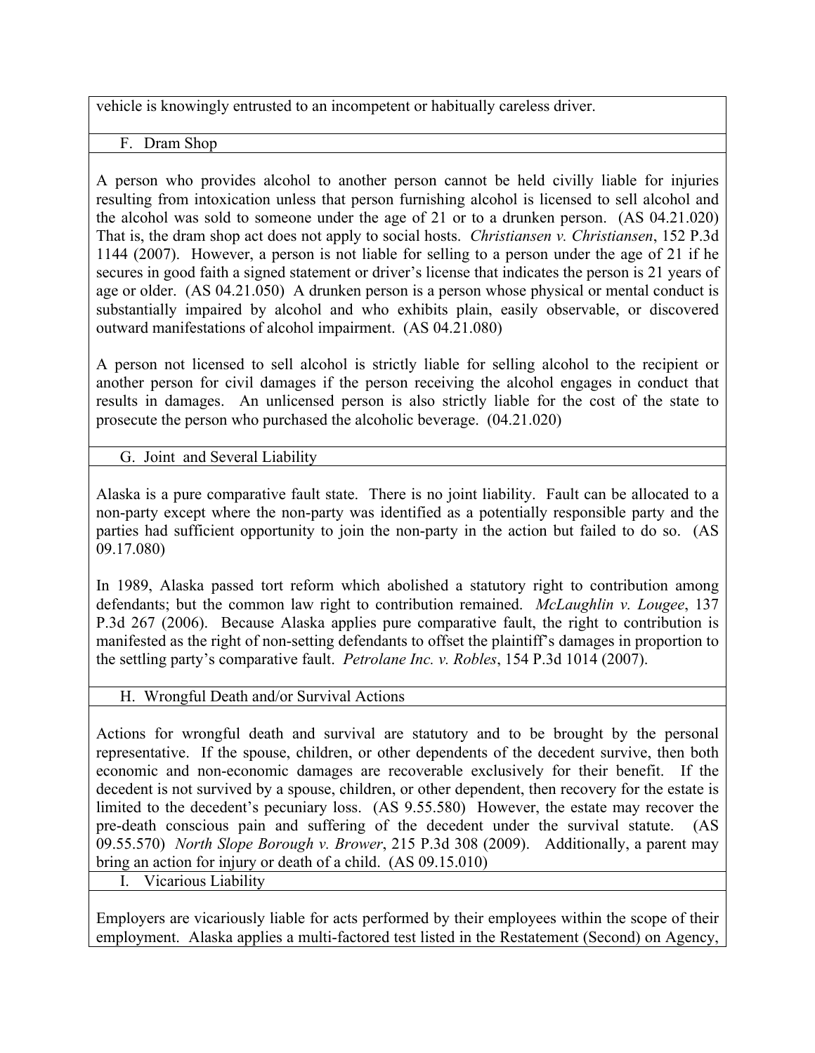vehicle is knowingly entrusted to an incompetent or habitually careless driver.

### F. Dram Shop

A person who provides alcohol to another person cannot be held civilly liable for injuries resulting from intoxication unless that person furnishing alcohol is licensed to sell alcohol and the alcohol was sold to someone under the age of 21 or to a drunken person. (AS 04.21.020) That is, the dram shop act does not apply to social hosts. *Christiansen v. Christiansen*, 152 P.3d 1144 (2007). However, a person is not liable for selling to a person under the age of 21 if he secures in good faith a signed statement or driver's license that indicates the person is 21 years of age or older. (AS 04.21.050) A drunken person is a person whose physical or mental conduct is substantially impaired by alcohol and who exhibits plain, easily observable, or discovered outward manifestations of alcohol impairment. (AS 04.21.080)

A person not licensed to sell alcohol is strictly liable for selling alcohol to the recipient or another person for civil damages if the person receiving the alcohol engages in conduct that results in damages. An unlicensed person is also strictly liable for the cost of the state to prosecute the person who purchased the alcoholic beverage. (04.21.020)

### G. Joint and Several Liability

Alaska is a pure comparative fault state. There is no joint liability. Fault can be allocated to a non-party except where the non-party was identified as a potentially responsible party and the parties had sufficient opportunity to join the non-party in the action but failed to do so. (AS 09.17.080)

In 1989, Alaska passed tort reform which abolished a statutory right to contribution among defendants; but the common law right to contribution remained. *McLaughlin v. Lougee*, 137 P.3d 267 (2006). Because Alaska applies pure comparative fault, the right to contribution is manifested as the right of non-setting defendants to offset the plaintiff's damages in proportion to the settling party's comparative fault. *Petrolane Inc. v. Robles*, 154 P.3d 1014 (2007).

### H. Wrongful Death and/or Survival Actions

Actions for wrongful death and survival are statutory and to be brought by the personal representative. If the spouse, children, or other dependents of the decedent survive, then both economic and non-economic damages are recoverable exclusively for their benefit. If the decedent is not survived by a spouse, children, or other dependent, then recovery for the estate is limited to the decedent's pecuniary loss. (AS 9.55.580) However, the estate may recover the pre-death conscious pain and suffering of the decedent under the survival statute. (AS 09.55.570) *North Slope Borough v. Brower*, 215 P.3d 308 (2009). Additionally, a parent may bring an action for injury or death of a child. (AS 09.15.010)

### I. Vicarious Liability

Employers are vicariously liable for acts performed by their employees within the scope of their employment. Alaska applies a multi-factored test listed in the Restatement (Second) on Agency,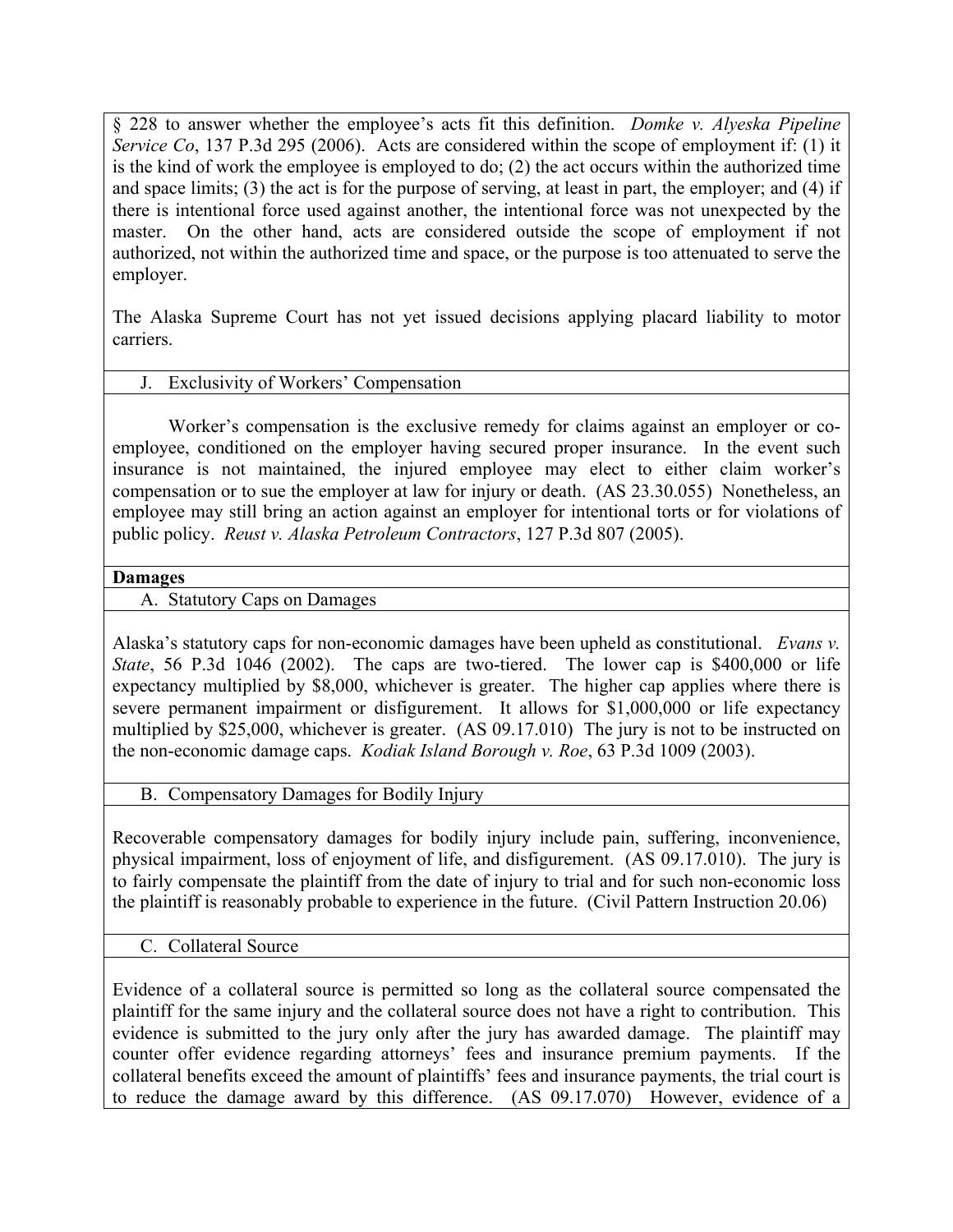§ 228 to answer whether the employee's acts fit this definition. *Domke v. Alyeska Pipeline Service Co*, 137 P.3d 295 (2006). Acts are considered within the scope of employment if: (1) it is the kind of work the employee is employed to do; (2) the act occurs within the authorized time and space limits; (3) the act is for the purpose of serving, at least in part, the employer; and (4) if there is intentional force used against another, the intentional force was not unexpected by the master. On the other hand, acts are considered outside the scope of employment if not authorized, not within the authorized time and space, or the purpose is too attenuated to serve the employer.

The Alaska Supreme Court has not yet issued decisions applying placard liability to motor carriers.

### J. Exclusivity of Workers' Compensation

Worker's compensation is the exclusive remedy for claims against an employer or co-employee, conditioned on the employer having secured proper insurance. In the event such insurance is not maintained, the injured employee may elect to either claim worker's compensation or to sue the employer at law for injury or death. (AS 23.30.055) Nonetheless, an employee may still bring an action against an employer for intentional torts or for violations of public policy. *Reust v. Alaska Petroleum Contractors*, 127 P.3d 807 (2005).

## Damages

### A. Statutory Caps on Damages

Alaska's statutory caps for non-economic damages have been upheld as constitutional. *Evans v. State*, 56 P.3d 1046 (2002). The caps are two-tiered. The lower cap is $400,000 or life expectancy multiplied by $8,000, whichever is greater. The higher cap applies where there is severe permanent impairment or disfigurement. It allows for $1,000,000 or life expectancy multiplied by $25,000, whichever is greater. (AS 09.17.010) The jury is not to be instructed on the non-economic damage caps. *Kodiak Island Borough v. Roe*, 63 P.3d 1009 (2003).

### B. Compensatory Damages for Bodily Injury

Recoverable compensatory damages for bodily injury include pain, suffering, inconvenience, physical impairment, loss of enjoyment of life, and disfigurement. (AS 09.17.010). The jury is to fairly compensate the plaintiff from the date of injury to trial and for such non-economic loss the plaintiff is reasonably probable to experience in the future. (Civil Pattern Instruction 20.06)

### C. Collateral Source

Evidence of a collateral source is permitted so long as the collateral source compensated the plaintiff for the same injury and the collateral source does not have a right to contribution. This evidence is submitted to the jury only after the jury has awarded damage. The plaintiff may counter offer evidence regarding attorneys' fees and insurance premium payments. If the collateral benefits exceed the amount of plaintiffs' fees and insurance payments, the trial court is to reduce the damage award by this difference. (AS 09.17.070) However, evidence of a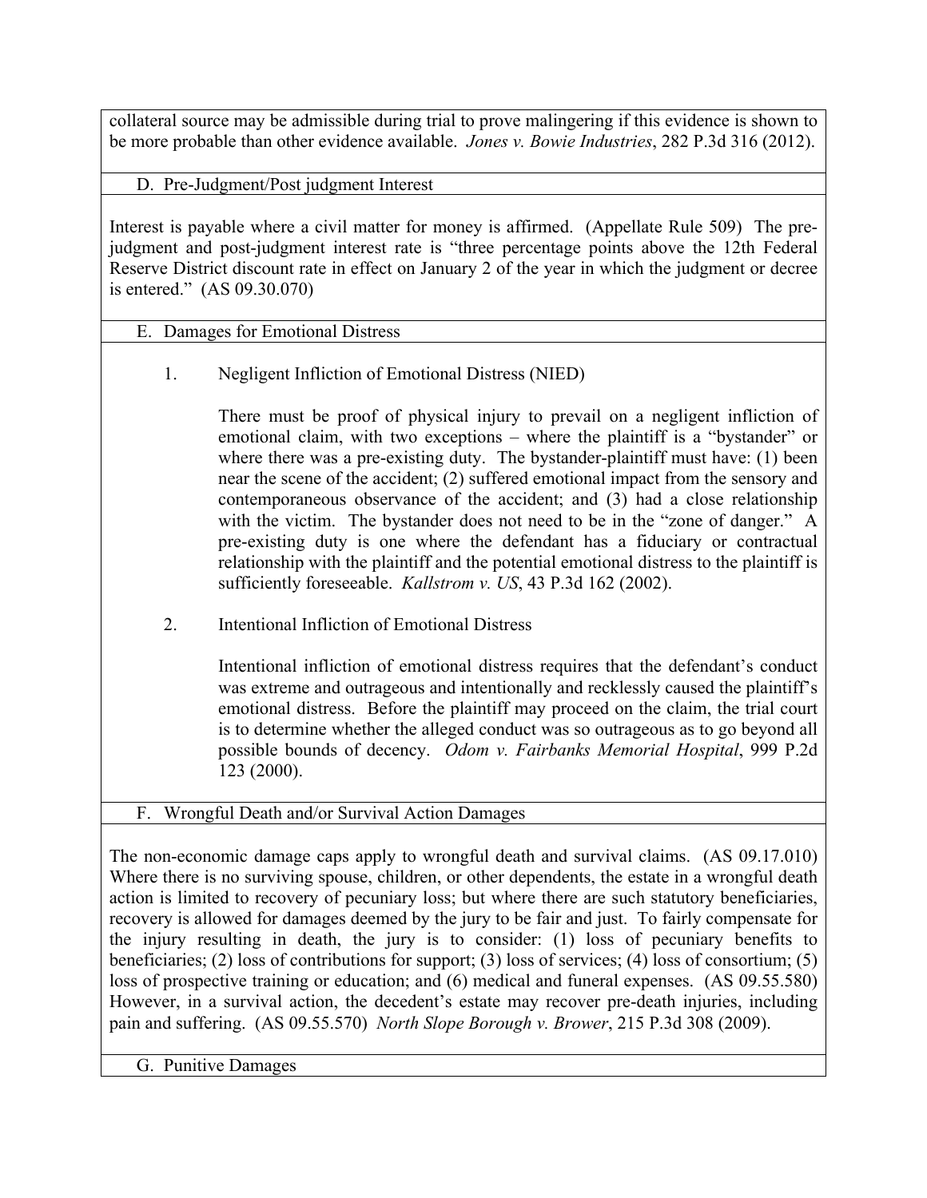collateral source may be admissible during trial to prove malingering if this evidence is shown to be more probable than other evidence available. *Jones v. Bowie Industries*, 282 P.3d 316 (2012).

### D. Pre-Judgment/Post judgment Interest

Interest is payable where a civil matter for money is affirmed. (Appellate Rule 509) The pre-judgment and post-judgment interest rate is "three percentage points above the 12th Federal Reserve District discount rate in effect on January 2 of the year in which the judgment or decree is entered." (AS 09.30.070)

### E. Damages for Emotional Distress

#### 1. Negligent Infliction of Emotional Distress (NIED)

There must be proof of physical injury to prevail on a negligent infliction of emotional claim, with two exceptions – where the plaintiff is a "bystander" or where there was a pre-existing duty. The bystander-plaintiff must have: (1) been near the scene of the accident; (2) suffered emotional impact from the sensory and contemporaneous observance of the accident; and (3) had a close relationship with the victim. The bystander does not need to be in the "zone of danger." A pre-existing duty is one where the defendant has a fiduciary or contractual relationship with the plaintiff and the potential emotional distress to the plaintiff is sufficiently foreseeable. *Kallstrom v. US*, 43 P.3d 162 (2002).

#### 2. Intentional Infliction of Emotional Distress

Intentional infliction of emotional distress requires that the defendant's conduct was extreme and outrageous and intentionally and recklessly caused the plaintiff's emotional distress. Before the plaintiff may proceed on the claim, the trial court is to determine whether the alleged conduct was so outrageous as to go beyond all possible bounds of decency. *Odom v. Fairbanks Memorial Hospital*, 999 P.2d 123 (2000).

### F. Wrongful Death and/or Survival Action Damages

The non-economic damage caps apply to wrongful death and survival claims. (AS 09.17.010) Where there is no surviving spouse, children, or other dependents, the estate in a wrongful death action is limited to recovery of pecuniary loss; but where there are such statutory beneficiaries, recovery is allowed for damages deemed by the jury to be fair and just. To fairly compensate for the injury resulting in death, the jury is to consider: (1) loss of pecuniary benefits to beneficiaries; (2) loss of contributions for support; (3) loss of services; (4) loss of consortium; (5) loss of prospective training or education; and (6) medical and funeral expenses. (AS 09.55.580) However, in a survival action, the decedent's estate may recover pre-death injuries, including pain and suffering. (AS 09.55.570) *North Slope Borough v. Brower*, 215 P.3d 308 (2009).

### G. Punitive Damages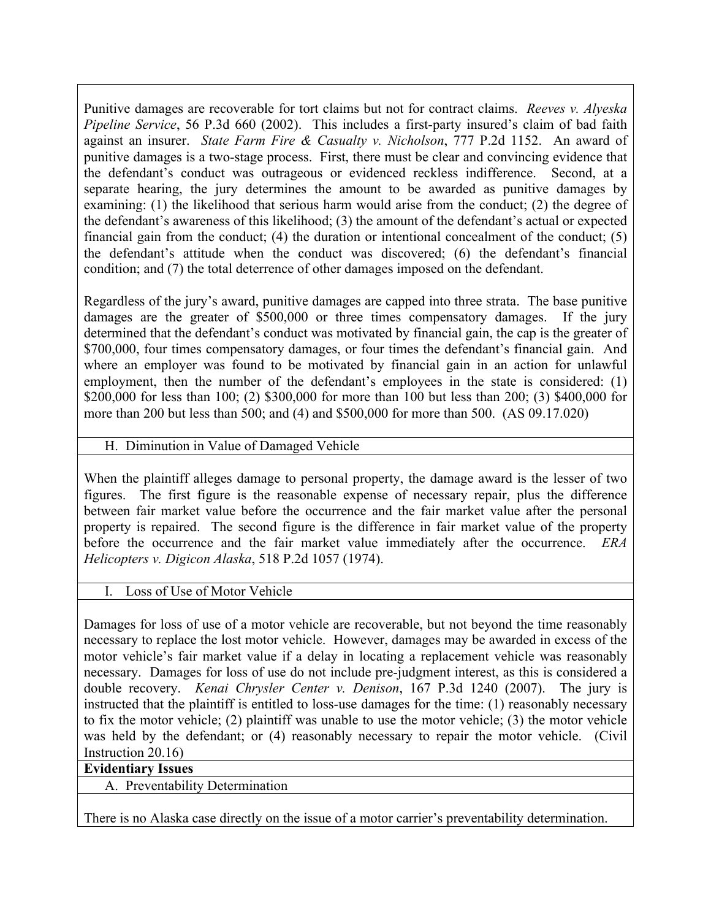Punitive damages are recoverable for tort claims but not for contract claims. *Reeves v. Alyeska Pipeline Service*, 56 P.3d 660 (2002). This includes a first-party insured's claim of bad faith against an insurer. *State Farm Fire & Casualty v. Nicholson*, 777 P.2d 1152. An award of punitive damages is a two-stage process. First, there must be clear and convincing evidence that the defendant's conduct was outrageous or evidenced reckless indifference. Second, at a separate hearing, the jury determines the amount to be awarded as punitive damages by examining: (1) the likelihood that serious harm would arise from the conduct; (2) the degree of the defendant's awareness of this likelihood; (3) the amount of the defendant's actual or expected financial gain from the conduct; (4) the duration or intentional concealment of the conduct; (5) the defendant's attitude when the conduct was discovered; (6) the defendant's financial condition; and (7) the total deterrence of other damages imposed on the defendant.

Regardless of the jury's award, punitive damages are capped into three strata. The base punitive damages are the greater of $500,000 or three times compensatory damages. If the jury determined that the defendant's conduct was motivated by financial gain, the cap is the greater of $700,000, four times compensatory damages, or four times the defendant's financial gain. And where an employer was found to be motivated by financial gain in an action for unlawful employment, then the number of the defendant's employees in the state is considered: (1) $200,000 for less than 100; (2) $300,000 for more than 100 but less than 200; (3) $400,000 for more than 200 but less than 500; and (4) and $500,000 for more than 500. (AS 09.17.020)

### H. Diminution in Value of Damaged Vehicle

When the plaintiff alleges damage to personal property, the damage award is the lesser of two figures. The first figure is the reasonable expense of necessary repair, plus the difference between fair market value before the occurrence and the fair market value after the personal property is repaired. The second figure is the difference in fair market value of the property before the occurrence and the fair market value immediately after the occurrence. *ERA Helicopters v. Digicon Alaska*, 518 P.2d 1057 (1974).

### I. Loss of Use of Motor Vehicle

Damages for loss of use of a motor vehicle are recoverable, but not beyond the time reasonably necessary to replace the lost motor vehicle. However, damages may be awarded in excess of the motor vehicle's fair market value if a delay in locating a replacement vehicle was reasonably necessary. Damages for loss of use do not include pre-judgment interest, as this is considered a double recovery. *Kenai Chrysler Center v. Denison*, 167 P.3d 1240 (2007). The jury is instructed that the plaintiff is entitled to loss-use damages for the time: (1) reasonably necessary to fix the motor vehicle; (2) plaintiff was unable to use the motor vehicle; (3) the motor vehicle was held by the defendant; or (4) reasonably necessary to repair the motor vehicle. (Civil Instruction 20.16)

## Evidentiary Issues

### A. Preventability Determination

There is no Alaska case directly on the issue of a motor carrier's preventability determination.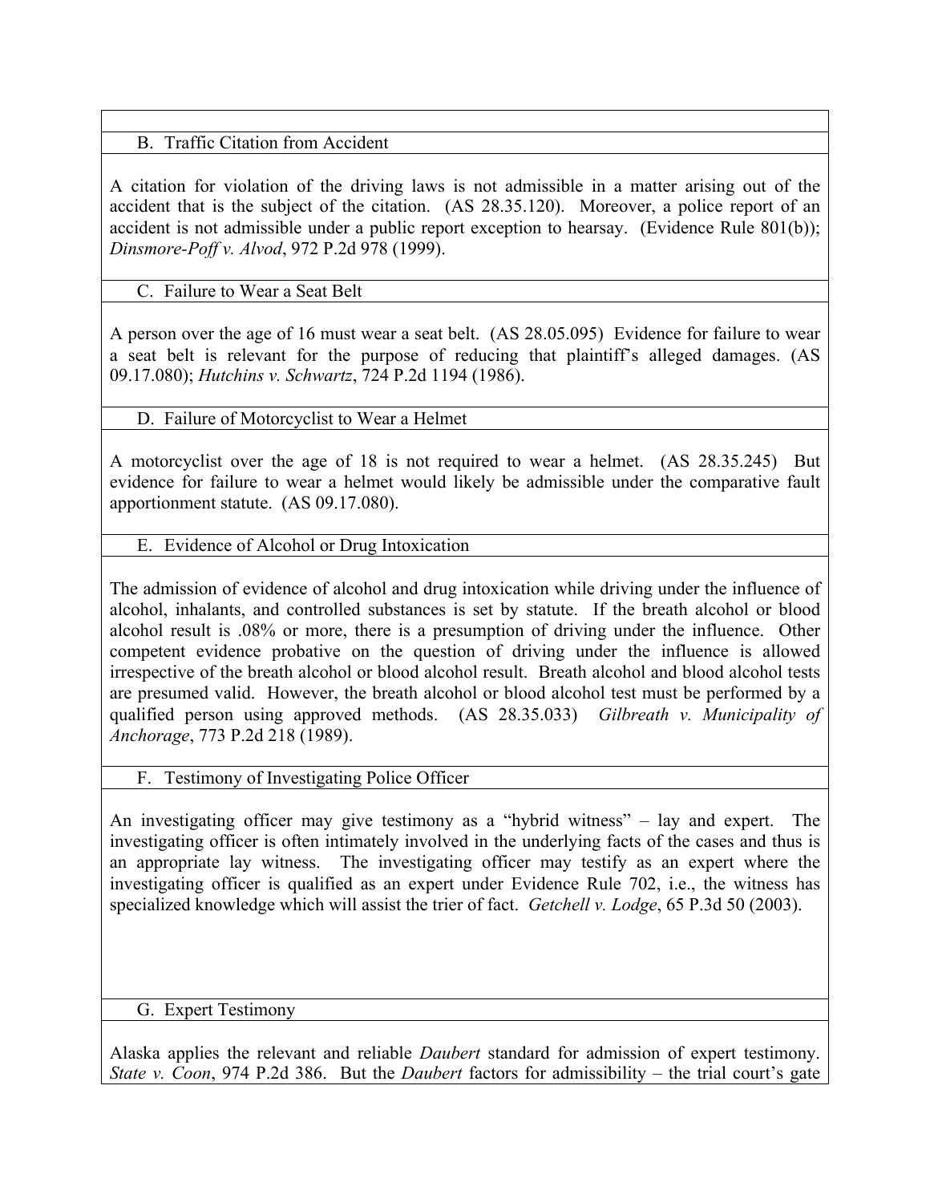### B. Traffic Citation from Accident

A citation for violation of the driving laws is not admissible in a matter arising out of the accident that is the subject of the citation. (AS 28.35.120). Moreover, a police report of an accident is not admissible under a public report exception to hearsay. (Evidence Rule 801(b)); *Dinsmore-Poff v. Alvod*, 972 P.2d 978 (1999).

### C. Failure to Wear a Seat Belt

A person over the age of 16 must wear a seat belt. (AS 28.05.095) Evidence for failure to wear a seat belt is relevant for the purpose of reducing that plaintiff's alleged damages. (AS 09.17.080); *Hutchins v. Schwartz*, 724 P.2d 1194 (1986).

### D. Failure of Motorcyclist to Wear a Helmet

A motorcyclist over the age of 18 is not required to wear a helmet. (AS 28.35.245) But evidence for failure to wear a helmet would likely be admissible under the comparative fault apportionment statute. (AS 09.17.080).

### E. Evidence of Alcohol or Drug Intoxication

The admission of evidence of alcohol and drug intoxication while driving under the influence of alcohol, inhalants, and controlled substances is set by statute. If the breath alcohol or blood alcohol result is .08% or more, there is a presumption of driving under the influence. Other competent evidence probative on the question of driving under the influence is allowed irrespective of the breath alcohol or blood alcohol result. Breath alcohol and blood alcohol tests are presumed valid. However, the breath alcohol or blood alcohol test must be performed by a qualified person using approved methods. (AS 28.35.033) *Gilbreath v. Municipality of Anchorage*, 773 P.2d 218 (1989).

### F. Testimony of Investigating Police Officer

An investigating officer may give testimony as a "hybrid witness" – lay and expert. The investigating officer is often intimately involved in the underlying facts of the cases and thus is an appropriate lay witness. The investigating officer may testify as an expert where the investigating officer is qualified as an expert under Evidence Rule 702, i.e., the witness has specialized knowledge which will assist the trier of fact. *Getchell v. Lodge*, 65 P.3d 50 (2003).

### G. Expert Testimony

Alaska applies the relevant and reliable *Daubert* standard for admission of expert testimony. *State v. Coon*, 974 P.2d 386. But the *Daubert* factors for admissibility – the trial court's gate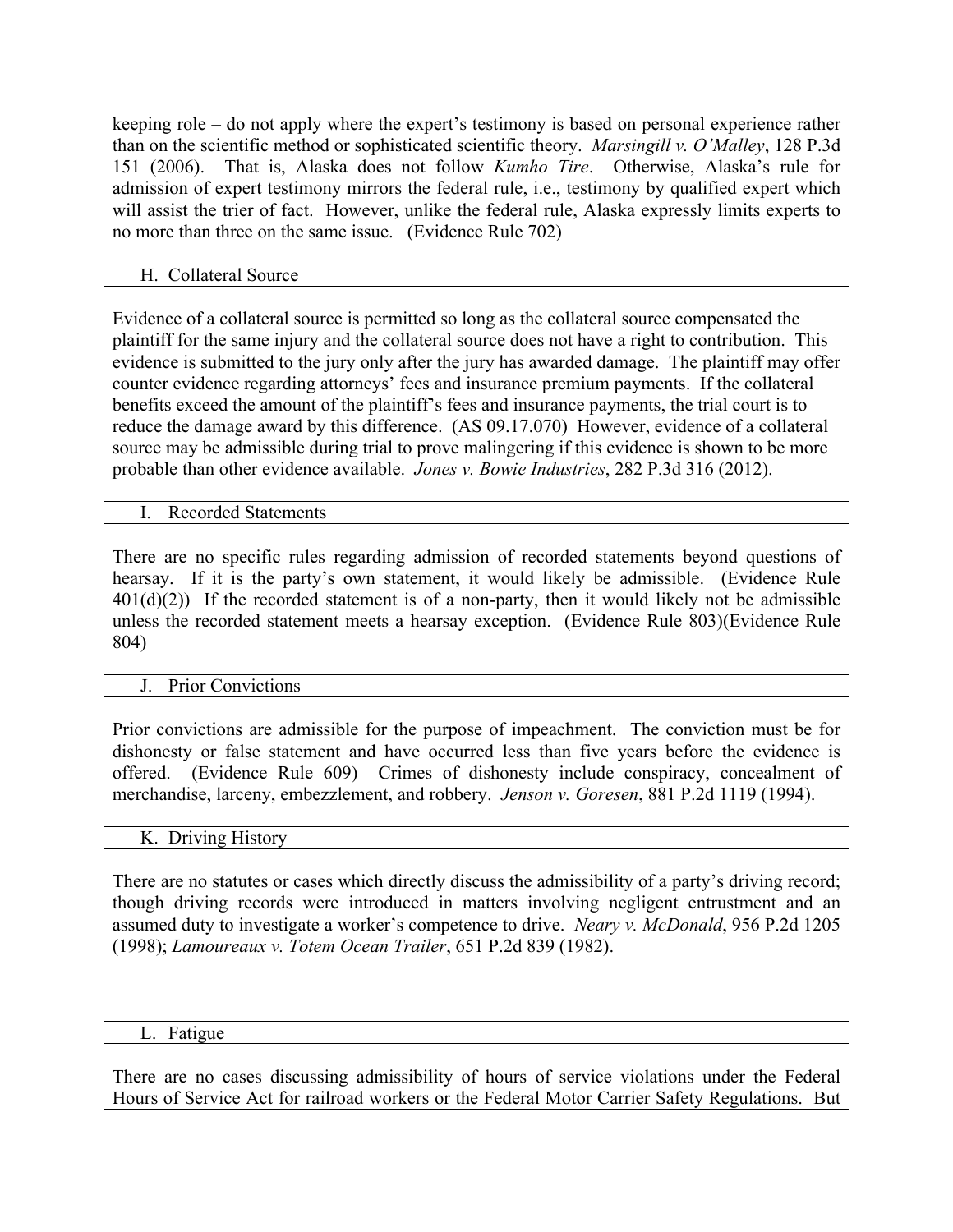keeping role – do not apply where the expert's testimony is based on personal experience rather than on the scientific method or sophisticated scientific theory. *Marsingill v. O'Malley*, 128 P.3d 151 (2006). That is, Alaska does not follow *Kumho Tire*. Otherwise, Alaska's rule for admission of expert testimony mirrors the federal rule, i.e., testimony by qualified expert which will assist the trier of fact. However, unlike the federal rule, Alaska expressly limits experts to no more than three on the same issue. (Evidence Rule 702)

### H. Collateral Source

Evidence of a collateral source is permitted so long as the collateral source compensated the plaintiff for the same injury and the collateral source does not have a right to contribution. This evidence is submitted to the jury only after the jury has awarded damage. The plaintiff may offer counter evidence regarding attorneys' fees and insurance premium payments. If the collateral benefits exceed the amount of the plaintiff's fees and insurance payments, the trial court is to reduce the damage award by this difference. (AS 09.17.070) However, evidence of a collateral source may be admissible during trial to prove malingering if this evidence is shown to be more probable than other evidence available. *Jones v. Bowie Industries*, 282 P.3d 316 (2012).

### I. Recorded Statements

There are no specific rules regarding admission of recorded statements beyond questions of hearsay. If it is the party's own statement, it would likely be admissible. (Evidence Rule 401(d)(2)) If the recorded statement is of a non-party, then it would likely not be admissible unless the recorded statement meets a hearsay exception. (Evidence Rule 803)(Evidence Rule 804)

### J. Prior Convictions

Prior convictions are admissible for the purpose of impeachment. The conviction must be for dishonesty or false statement and have occurred less than five years before the evidence is offered. (Evidence Rule 609) Crimes of dishonesty include conspiracy, concealment of merchandise, larceny, embezzlement, and robbery. *Jenson v. Goresen*, 881 P.2d 1119 (1994).

### K. Driving History

There are no statutes or cases which directly discuss the admissibility of a party's driving record; though driving records were introduced in matters involving negligent entrustment and an assumed duty to investigate a worker's competence to drive. *Neary v. McDonald*, 956 P.2d 1205 (1998); *Lamoureaux v. Totem Ocean Trailer*, 651 P.2d 839 (1982).

### L. Fatigue

There are no cases discussing admissibility of hours of service violations under the Federal Hours of Service Act for railroad workers or the Federal Motor Carrier Safety Regulations. But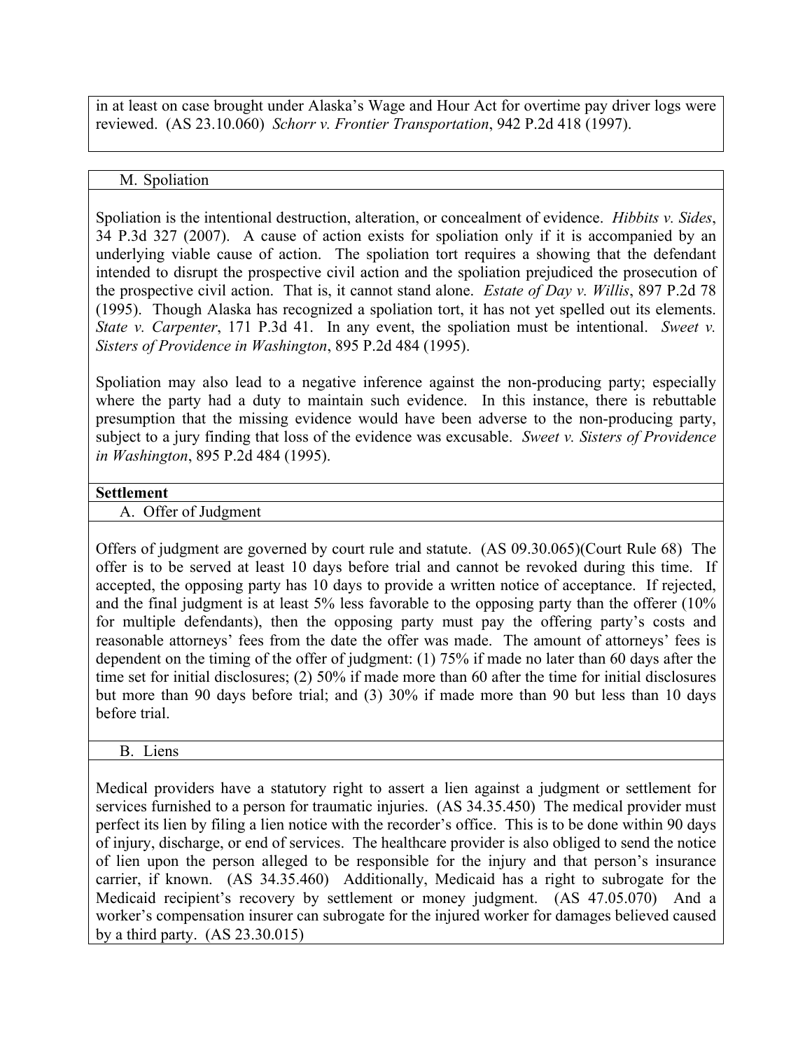in at least on case brought under Alaska's Wage and Hour Act for overtime pay driver logs were reviewed. (AS 23.10.060) *Schorr v. Frontier Transportation*, 942 P.2d 418 (1997).

### M. Spoliation

Spoliation is the intentional destruction, alteration, or concealment of evidence. *Hibbits v. Sides*, 34 P.3d 327 (2007). A cause of action exists for spoliation only if it is accompanied by an underlying viable cause of action. The spoliation tort requires a showing that the defendant intended to disrupt the prospective civil action and the spoliation prejudiced the prosecution of the prospective civil action. That is, it cannot stand alone. *Estate of Day v. Willis*, 897 P.2d 78 (1995). Though Alaska has recognized a spoliation tort, it has not yet spelled out its elements. *State v. Carpenter*, 171 P.3d 41. In any event, the spoliation must be intentional. *Sweet v. Sisters of Providence in Washington*, 895 P.2d 484 (1995).

Spoliation may also lead to a negative inference against the non-producing party; especially where the party had a duty to maintain such evidence. In this instance, there is rebuttable presumption that the missing evidence would have been adverse to the non-producing party, subject to a jury finding that loss of the evidence was excusable. *Sweet v. Sisters of Providence in Washington*, 895 P.2d 484 (1995).

## Settlement

### A. Offer of Judgment

Offers of judgment are governed by court rule and statute. (AS 09.30.065)(Court Rule 68) The offer is to be served at least 10 days before trial and cannot be revoked during this time. If accepted, the opposing party has 10 days to provide a written notice of acceptance. If rejected, and the final judgment is at least 5% less favorable to the opposing party than the offerer (10% for multiple defendants), then the opposing party must pay the offering party's costs and reasonable attorneys' fees from the date the offer was made. The amount of attorneys' fees is dependent on the timing of the offer of judgment: (1) 75% if made no later than 60 days after the time set for initial disclosures; (2) 50% if made more than 60 after the time for initial disclosures but more than 90 days before trial; and (3) 30% if made more than 90 but less than 10 days before trial.

### B. Liens

Medical providers have a statutory right to assert a lien against a judgment or settlement for services furnished to a person for traumatic injuries. (AS 34.35.450) The medical provider must perfect its lien by filing a lien notice with the recorder's office. This is to be done within 90 days of injury, discharge, or end of services. The healthcare provider is also obliged to send the notice of lien upon the person alleged to be responsible for the injury and that person's insurance carrier, if known. (AS 34.35.460) Additionally, Medicaid has a right to subrogate for the Medicaid recipient's recovery by settlement or money judgment. (AS 47.05.070) And a worker's compensation insurer can subrogate for the injured worker for damages believed caused by a third party. (AS 23.30.015)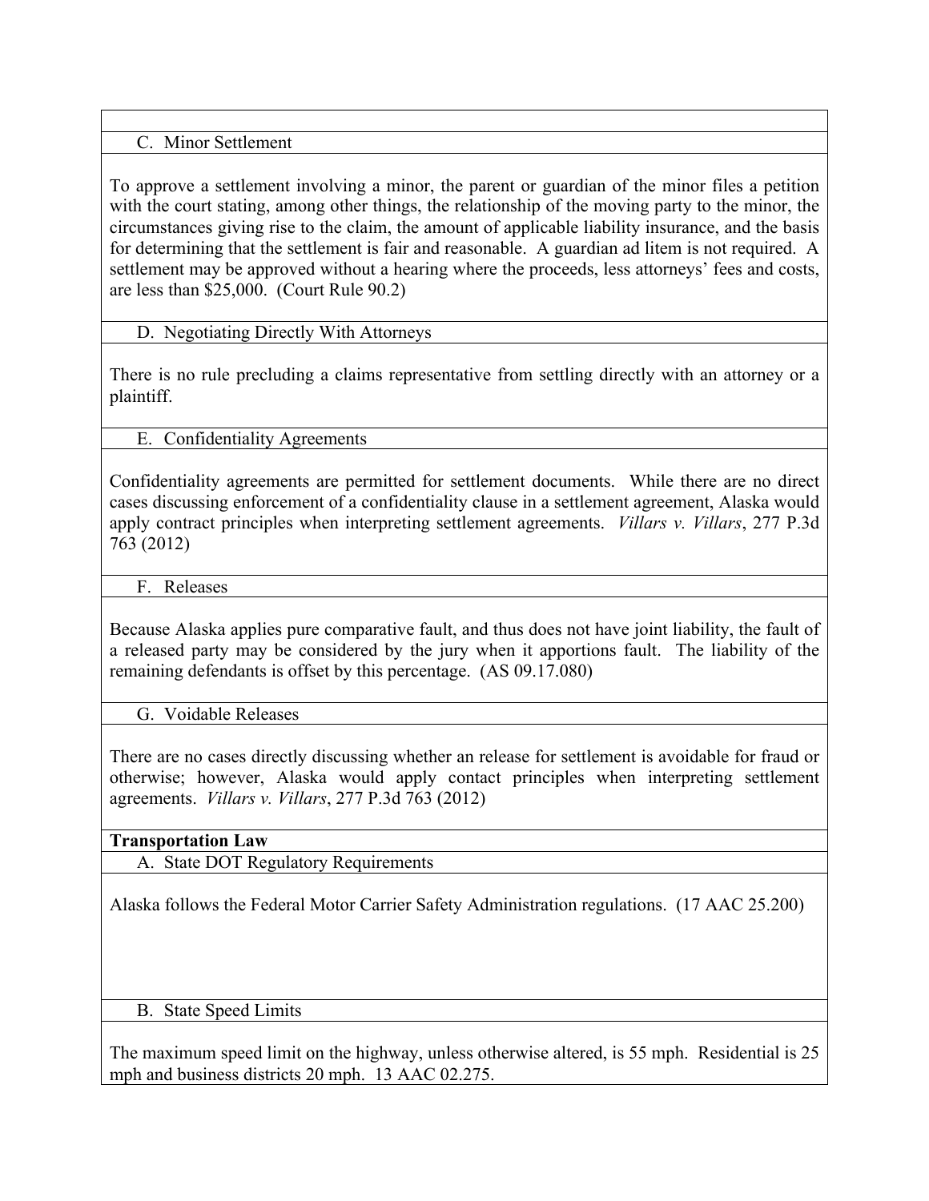### C. Minor Settlement

To approve a settlement involving a minor, the parent or guardian of the minor files a petition with the court stating, among other things, the relationship of the moving party to the minor, the circumstances giving rise to the claim, the amount of applicable liability insurance, and the basis for determining that the settlement is fair and reasonable. A guardian ad litem is not required. A settlement may be approved without a hearing where the proceeds, less attorneys' fees and costs, are less than $25,000. (Court Rule 90.2)

### D. Negotiating Directly With Attorneys

There is no rule precluding a claims representative from settling directly with an attorney or a plaintiff.

### E. Confidentiality Agreements

Confidentiality agreements are permitted for settlement documents. While there are no direct cases discussing enforcement of a confidentiality clause in a settlement agreement, Alaska would apply contract principles when interpreting settlement agreements. *Villars v. Villars*, 277 P.3d 763 (2012)

### F. Releases

Because Alaska applies pure comparative fault, and thus does not have joint liability, the fault of a released party may be considered by the jury when it apportions fault. The liability of the remaining defendants is offset by this percentage. (AS 09.17.080)

### G. Voidable Releases

There are no cases directly discussing whether an release for settlement is avoidable for fraud or otherwise; however, Alaska would apply contact principles when interpreting settlement agreements. *Villars v. Villars*, 277 P.3d 763 (2012)

## Transportation Law

### A. State DOT Regulatory Requirements

Alaska follows the Federal Motor Carrier Safety Administration regulations. (17 AAC 25.200)

### B. State Speed Limits

The maximum speed limit on the highway, unless otherwise altered, is 55 mph. Residential is 25 mph and business districts 20 mph. 13 AAC 02.275.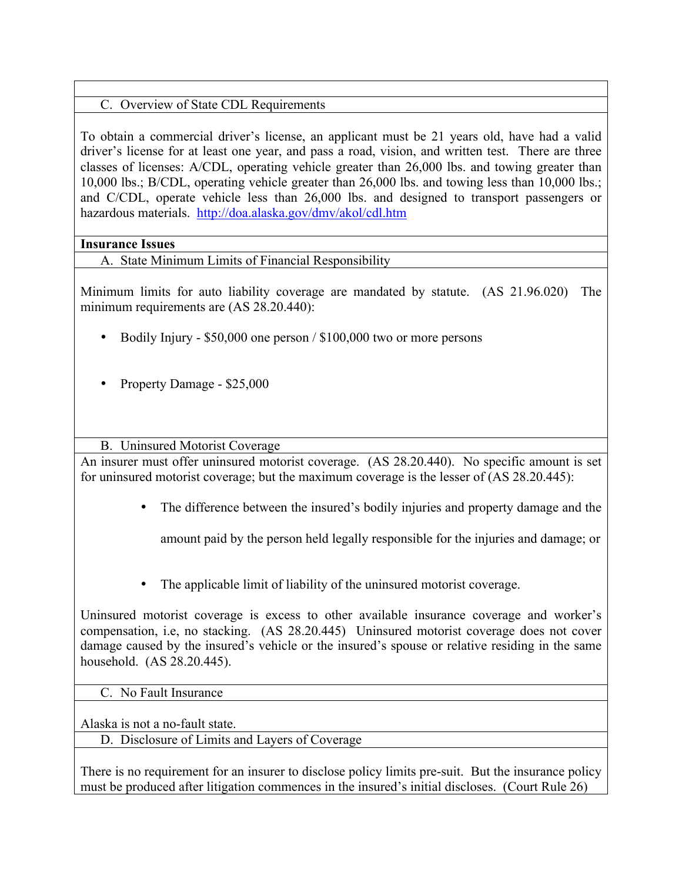### C. Overview of State CDL Requirements

To obtain a commercial driver's license, an applicant must be 21 years old, have had a valid driver's license for at least one year, and pass a road, vision, and written test. There are three classes of licenses: A/CDL, operating vehicle greater than 26,000 lbs. and towing greater than 10,000 lbs.; B/CDL, operating vehicle greater than 26,000 lbs. and towing less than 10,000 lbs.; and C/CDL, operate vehicle less than 26,000 lbs. and designed to transport passengers or hazardous materials. http://doa.alaska.gov/dmv/akol/cdl.htm

## Insurance Issues

### A. State Minimum Limits of Financial Responsibility

Minimum limits for auto liability coverage are mandated by statute. (AS 21.96.020) The minimum requirements are (AS 28.20.440):

- Bodily Injury - $50,000 one person / $100,000 two or more persons
- Property Damage - $25,000

### B. Uninsured Motorist Coverage

An insurer must offer uninsured motorist coverage. (AS 28.20.440). No specific amount is set for uninsured motorist coverage; but the maximum coverage is the lesser of (AS 28.20.445):

- The difference between the insured's bodily injuries and property damage and the amount paid by the person held legally responsible for the injuries and damage; or
- The applicable limit of liability of the uninsured motorist coverage.

Uninsured motorist coverage is excess to other available insurance coverage and worker's compensation, i.e, no stacking. (AS 28.20.445) Uninsured motorist coverage does not cover damage caused by the insured's vehicle or the insured's spouse or relative residing in the same household. (AS 28.20.445).

### C. No Fault Insurance

Alaska is not a no-fault state.

### D. Disclosure of Limits and Layers of Coverage

There is no requirement for an insurer to disclose policy limits pre-suit. But the insurance policy must be produced after litigation commences in the insured's initial discloses. (Court Rule 26)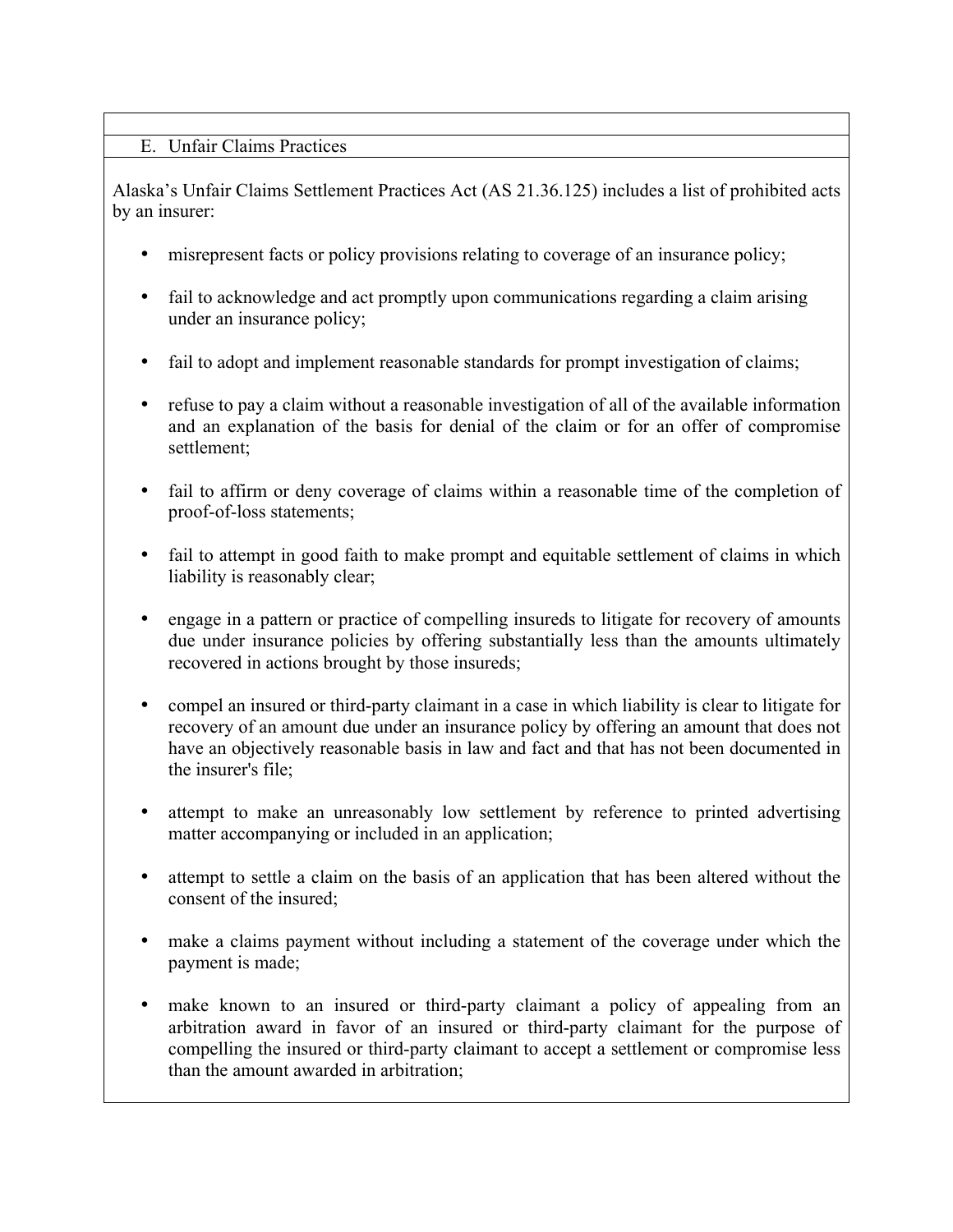## E. Unfair Claims Practices

Alaska's Unfair Claims Settlement Practices Act (AS 21.36.125) includes a list of prohibited acts by an insurer:

- misrepresent facts or policy provisions relating to coverage of an insurance policy;
- fail to acknowledge and act promptly upon communications regarding a claim arising under an insurance policy;
- fail to adopt and implement reasonable standards for prompt investigation of claims;
- refuse to pay a claim without a reasonable investigation of all of the available information and an explanation of the basis for denial of the claim or for an offer of compromise settlement;
- fail to affirm or deny coverage of claims within a reasonable time of the completion of proof-of-loss statements;
- fail to attempt in good faith to make prompt and equitable settlement of claims in which liability is reasonably clear;
- engage in a pattern or practice of compelling insureds to litigate for recovery of amounts due under insurance policies by offering substantially less than the amounts ultimately recovered in actions brought by those insureds;
- compel an insured or third-party claimant in a case in which liability is clear to litigate for recovery of an amount due under an insurance policy by offering an amount that does not have an objectively reasonable basis in law and fact and that has not been documented in the insurer's file;
- attempt to make an unreasonably low settlement by reference to printed advertising matter accompanying or included in an application;
- attempt to settle a claim on the basis of an application that has been altered without the consent of the insured;
- make a claims payment without including a statement of the coverage under which the payment is made;
- make known to an insured or third-party claimant a policy of appealing from an arbitration award in favor of an insured or third-party claimant for the purpose of compelling the insured or third-party claimant to accept a settlement or compromise less than the amount awarded in arbitration;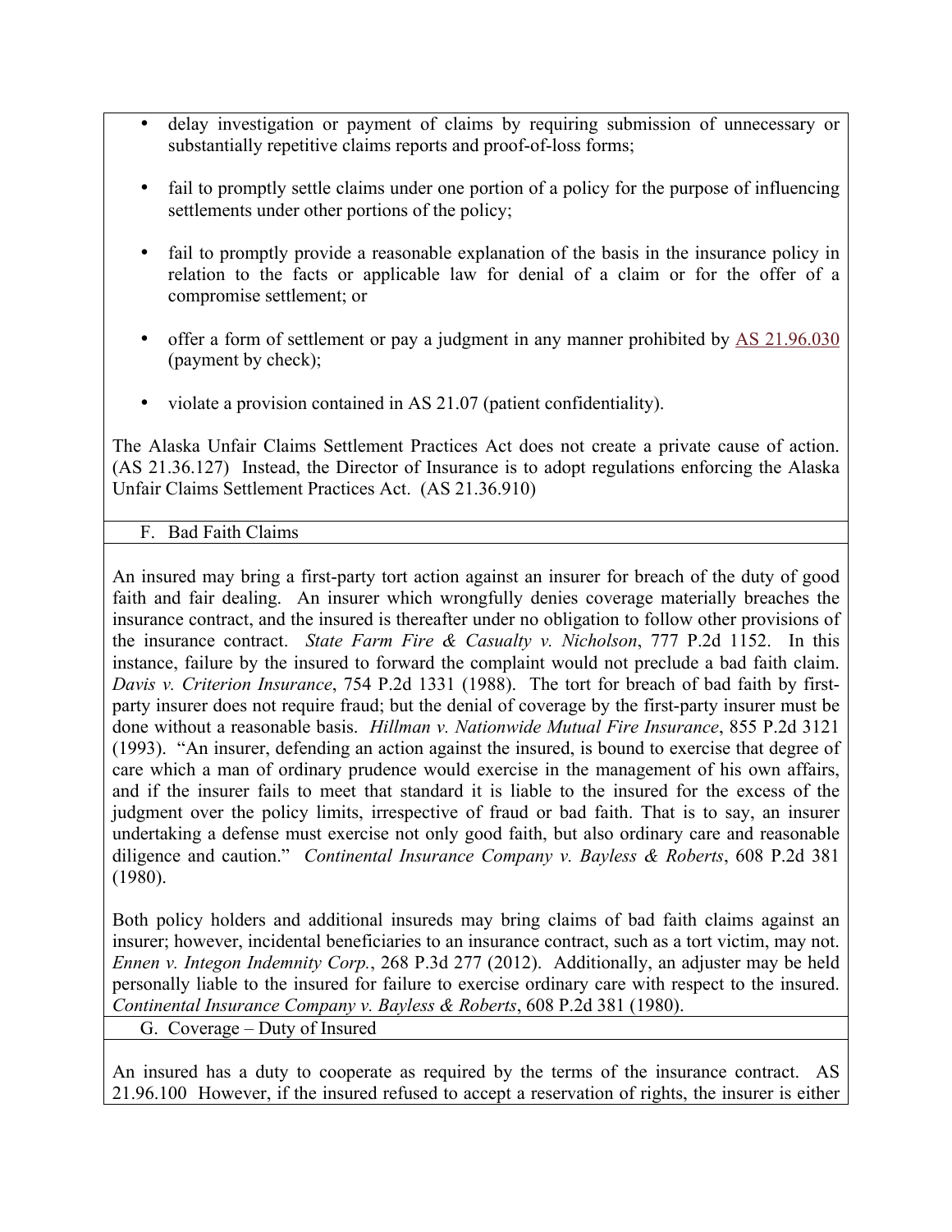- delay investigation or payment of claims by requiring submission of unnecessary or substantially repetitive claims reports and proof-of-loss forms;

- fail to promptly settle claims under one portion of a policy for the purpose of influencing settlements under other portions of the policy;

- fail to promptly provide a reasonable explanation of the basis in the insurance policy in relation to the facts or applicable law for denial of a claim or for the offer of a compromise settlement; or

- offer a form of settlement or pay a judgment in any manner prohibited by AS 21.96.030 (payment by check);

- violate a provision contained in AS 21.07 (patient confidentiality).

The Alaska Unfair Claims Settlement Practices Act does not create a private cause of action. (AS 21.36.127) Instead, the Director of Insurance is to adopt regulations enforcing the Alaska Unfair Claims Settlement Practices Act. (AS 21.36.910)

### F. Bad Faith Claims

An insured may bring a first-party tort action against an insurer for breach of the duty of good faith and fair dealing. An insurer which wrongfully denies coverage materially breaches the insurance contract, and the insured is thereafter under no obligation to follow other provisions of the insurance contract. *State Farm Fire & Casualty v. Nicholson*, 777 P.2d 1152. In this instance, failure by the insured to forward the complaint would not preclude a bad faith claim. *Davis v. Criterion Insurance*, 754 P.2d 1331 (1988). The tort for breach of bad faith by first-party insurer does not require fraud; but the denial of coverage by the first-party insurer must be done without a reasonable basis. *Hillman v. Nationwide Mutual Fire Insurance*, 855 P.2d 3121 (1993). "An insurer, defending an action against the insured, is bound to exercise that degree of care which a man of ordinary prudence would exercise in the management of his own affairs, and if the insurer fails to meet that standard it is liable to the insured for the excess of the judgment over the policy limits, irrespective of fraud or bad faith. That is to say, an insurer undertaking a defense must exercise not only good faith, but also ordinary care and reasonable diligence and caution." *Continental Insurance Company v. Bayless & Roberts*, 608 P.2d 381 (1980).

Both policy holders and additional insureds may bring claims of bad faith claims against an insurer; however, incidental beneficiaries to an insurance contract, such as a tort victim, may not. *Ennen v. Integon Indemnity Corp.*, 268 P.3d 277 (2012). Additionally, an adjuster may be held personally liable to the insured for failure to exercise ordinary care with respect to the insured. *Continental Insurance Company v. Bayless & Roberts*, 608 P.2d 381 (1980).

### G. Coverage – Duty of Insured

An insured has a duty to cooperate as required by the terms of the insurance contract. AS 21.96.100 However, if the insured refused to accept a reservation of rights, the insurer is either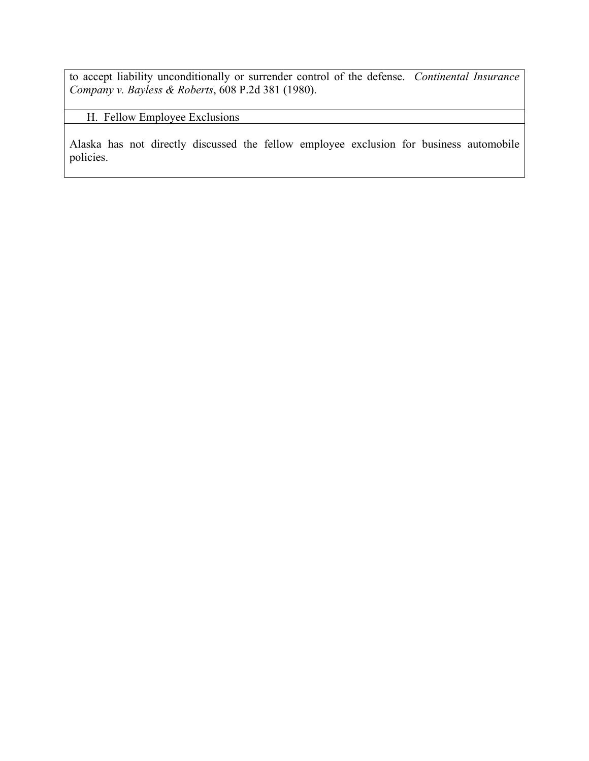to accept liability unconditionally or surrender control of the defense. *Continental Insurance Company v. Bayless & Roberts*, 608 P.2d 381 (1980).

### H. Fellow Employee Exclusions

Alaska has not directly discussed the fellow employee exclusion for business automobile policies.